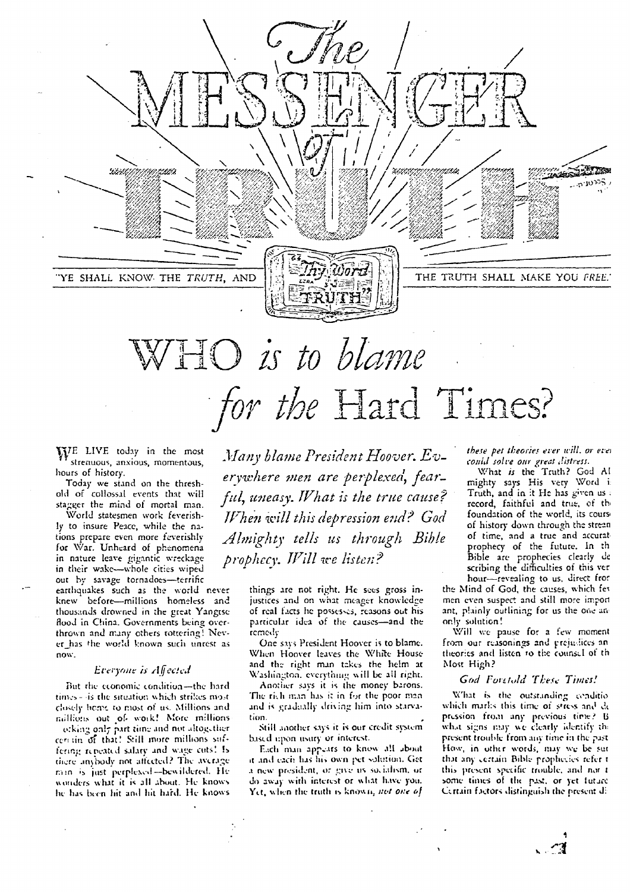# The MESSENGER of TRUTH

"YE SHALL KNOW THE *TRUTH*, AND THE TRUTH SHALL MAKE YOU *FREE*."

"Thy Word is TRUTH"

# WHO *is to blame for the* Hard Times?

*Many blame President Hoover. Everywhere men are perplexed, fearful, uneasy. What is the true cause? When will this depression end? God Almighty tells us through Bible prophecy. Will we listen?*

WE LIVE today in the most strenuous, anxious, momentous, hours of history.

Today we stand on the threshold of collossal events that will stagger the mind of mortal man.

World statesmen work feverishly to insure Peace, while the nations prepare even more feverishly for War. Unheard of phenomena in nature leave gigantic wreckage in their wake—whole cities wiped out by savage tornadoes—terrific earthquakes such as the world never knew before—millions homeless and thousands drowned in the great Yangtse flood in China. Governments being overthrown and many others tottering! Never has the world known such unrest as now.

### *Everyone is Affected*

But the economic condition—the hard times—is the situation which strikes most closely home to most of us. Millions and millions out of work! More millions working only part time and not altogether certain of that! Still more millions suffering repeated salary and wage cuts! Is there anybody not affected? The average man is just perplexed—bewildered. He wonders what it is all about. He knows he has been hit and hit hard. He knows things are not right. He sees gross injustices and on what meager knowledge of real facts he possesses, reasons out his particular idea of the causes—and the remedy.

One says President Hoover is to blame. When Hoover leaves the White House and the right man takes the helm at Washington, everything will be all right.

Another says it is the money barons. The rich man has it in for the poor man and is gradually driving him into starvation.

Still another says it is our credit system based upon usury or interest.

Each man appears to know all about it and each has his own pet solution. Get a new president, or give us socialism, or do away with interest or what have you. Yet, when the truth is known, *not one of these pet theories ever will, or even could solve our great distress.*

What *is* the Truth? God Almighty says His very Word is Truth, and in it He has given us a record, faithful and true, of the foundation of the world, its course of history down through the stream of time, and a true and accurate prophecy of the future. In the Bible are prophecies clearly describing the difficulties of this very hour—revealing to us, direct from the Mind of God, the causes, which few men even suspect and still more important, plainly outlining for us the one and only solution!

Will we pause for a few moments from our reasonings and prejudices and theories and listen to the counsel of the Most High?

### *God Foretold These Times!*

What is the outstanding condition which marks this time of stress and depression from any previous time? By what signs may we clearly identify the present trouble from any time in the past? How, in other words, may we be sure that any certain Bible prophecies refer to this present specific trouble, and not to some times of the past, or yet future? Certain factors distinguish the present di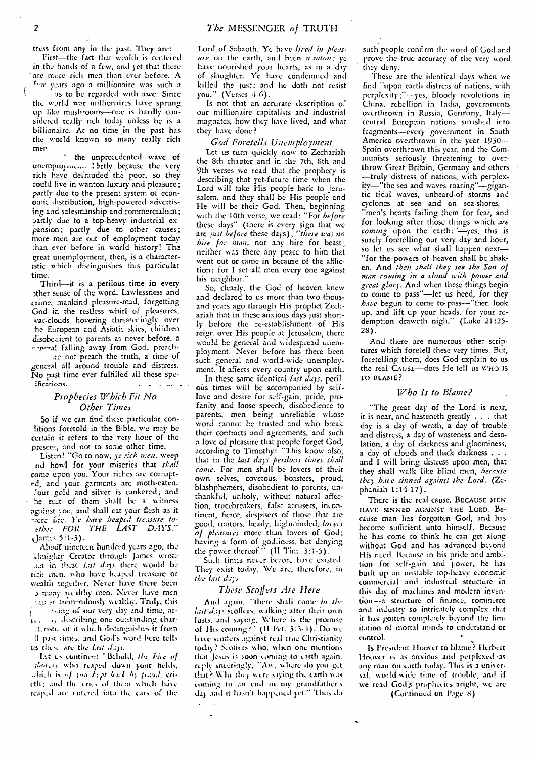tress from any in the past. They are:

First—the fact that wealth is centered in the hands of a few, and yet that there are more rich men than ever before. A few years ago a millionaire was such a ... as to be regarded with awe. Since the world war millionaires have sprung up like mushrooms—one is hardly considered really rich today unless he is a billionaire. At no time in the past has the world known so many really rich men.

... the unprecedented wave of unemployment ... partly because the very rich have defrauded the poor, so they could live in wanton luxury and pleasure; partly due to the present system of economic distribution, high-powered advertising and salesmanship and commercialism; partly due to a top-heavy industrial expansion; partly due to other causes; more men are out of employment today than ever before in world history! The great unemployment, then, is a characteristic which distinguishes this particular time.

Third—it is a perilous time in every other sense of the word. Lawlessness and crime, mankind pleasure-mad, forgetting God in the restless whirl of pleasures, war-clouds hovering threateningly over the European and Asiatic skies, children disobedient to parents as never before, a general falling away from God, preach... ...re not preach the truth, a time of general all around trouble and distress. No past time ever fulfilled all these specifications.

## *Prophecies Which Fit No Other Times*

So if we can find these particular conditions foretold in the Bible, we may be certain it refers to the very hour of the present, and not to some other time.

Listen! "Go to now, *ye rich men,* weep and howl for your miseries that *shall* come upon you. Your riches are corrupted, and your garments are moth-eaten. Your gold and silver is cankered; and the rust of them shall be a witness against you, and shall eat your flesh as it were fire. *Ye have heaped treasure together FOR THE LAST DAYS.*" (James 5:1-3).

About nineteen hundred years ago, the Almighty Creator through James wrote that in these *last days* there would be rich men, who have heaped treasure or wealth together. Never have there been so many wealthy men. Never have men been so tremendously wealthy. Truly, this ...ing of our very day and time, ac... ...y describing one outstanding characteristic of it which distinguishes it from all past times, and God's word here tells us these are the *last days*.

Let us continue: "Behold, *the hire of the labourers* who reaped down your fields, which is *of you kept back by fraud,* crieth: and the cries of them which have reaped are entered into the ears of the Lord of Sabaoth. Ye have *lived in pleasure* on the earth, and been *wanton;* ye have nourished your hearts, as in a day of slaughter. Ye have condemned and killed the just; and he doth not resist you." (Verses 4-6).

Is not that an accurate description of our millionaire capitalists and industrial magnates, how they have lived, and what they have done?

## *God Foretells Unemployment*

Let us turn quickly now to Zechariah the 8th chapter and in the 7th, 8th and 9th verses we read that the prophecy is describing that yet-future time when the Lord will take His people back to Jerusalem, and they shall be His people and He will be their God. Then, beginning with the 10th verse, we read: "For *before* these days" (there is every sign that we are *just before* these days), *"there was no hire for man,* nor any hire for beast; neither was there any peace to him that went out or came in because of the affliction: for I set all men every one against his neighbor."

So, clearly, the God of heaven knew and declared to us more than two thousand years ago through His prophet Zechariah that in these anxious days just shortly before the re-establishment of His reign over His people at Jerusalem, there would be general and widespread unemployment. Never before has there been such general and world-wide unemployment. It affects every country upon earth.

In these same identical *last days,* perilous times will be accompanied by self-love and desire for self-gain, pride, profanity and loose speech, disobedience to parents, men being unreliable whose word cannot be trusted and who break their contracts and agreements, and such a love of pleasure that people forget God, according to Timothy: "This know also, that in the *last days perilous times shall come.* For men shall be lovers of their own selves, covetous, boasters, proud, blasphemers, disobedient to parents, unthankful, unholy, without natural affection, trucebreakers, false accusers, incontinent, fierce, despisers of those that are good, traitors, heady, highminded, *lovers of pleasures* more than lovers of God; having a form of godliness, but denying the power thereof." (II Tim. 3:1-5).

Such times never before have existed. They exist today. We are, therefore, in *the last days*.

## *These Scoffers Are Here*

And again, "there shall come *in the last days* scoffers, walking after their own lusts, and saying, Where is the promise of His coming?" (II Pet. 3:3-4). Do we have scoffers against real true Christianity today? Scoffers who, when one mentions that Jesus is soon coming to earth again, reply sneeringly, "Aw, where do you get that? Why they were saying the earth was coming to an end in my grandfather's day and it hasn't happened yet." Thus do such people confirm the word of God and prove the true accuracy of the very word they deny.

These are the identical days when we find "upon earth distress of nations, with perplexity;"—yes, bloody revolutions in China, rebellion in India, governments overthrown in Russia, Germany, Italy—central European nations smashed into fragments—every government in South America overthrown in the year 1930—Spain overthrown this year, and the Communists seriously threatening to overthrow Great Britain, Germany and others—truly distress of nations, with perplexity—"the sea and waves roaring"—gigantic tidal waves, unheard-of storms and cyclones at sea and on sea-shores,—"men's hearts failing them for fear, and for looking after those things which *are coming* upon the earth:"—yes, this is surely foretelling our very day and hour, so let us see what shall happen next—"for the powers of heaven shall be shaken. And *then shall they see the Son of man coming in a cloud with power and great glory.* And when these things begin to come to pass"—let us heed, for they *have* begun to come to pass—"then look up, and lift up your heads, for your redemption draweth nigh." (Luke 21:25-28).

And there are numerous other scriptures which foretell these very times. But, foretelling them, does God explain to us the real CAUSE—does He tell us WHO IS TO BLAME?

## *Who Is to Blame?*

"The great day of the Lord is near, it is near, and hasteneth greatly . . . that day is a day of wrath, a day of trouble and distress, a day of wasteness and desolation, a day of darkness and gloominess, a day of clouds and thick darkness . . . and I will bring distress upon men, that they shall walk like blind men, *because they have sinned against the Lord.* (Zephaniah 1:14-17).

There is the real cause. BECAUSE MEN HAVE SINNED AGAINST THE LORD. Because man has forgotten God, and has become sufficient unto himself. Because he has come to think he can get along without God and has advanced beyond His need. Because in his pride and ambition for self-gain and power, he has built up an unstable top-heavy economic commercial and industrial structure in this day of machines and modern invention—a structure of finance, commerce and industry so intricately complex that it has gotten completely beyond the limitation of mortal minds to understand or control.

Is President Hoover to blame? Herbert Hoover is as anxious and perplexed as any man on earth today. This is a universal, world wide time of trouble, and if we read God's prophecies aright, we are

(Continued on Page 8)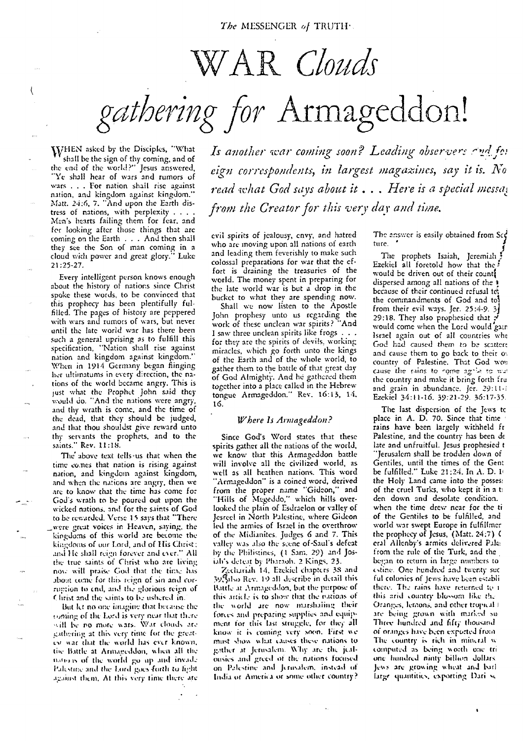# WAR *Clouds gathering for* Armageddon!

*Is another war coming soon? Leading observers and foreign correspondents, in largest magazines, say it is. Now read what God says about it . . . Here is a special message from the Creator for this very day and time.*

WHEN asked by the Disciples, "What shall be the sign of thy coming, and of the end of the world?" Jesus answered, "Ye shall hear of wars and rumors of wars . . . For nation shall rise against nation, and kingdom against kingdom." Matt. 24:6, 7. "And upon the Earth distress of nations, with perplexity . . . . Men's hearts failing them for fear, and for looking after those things that are coming on the Earth . . . And then shall they see the Son of man coming in a cloud with power and great glory." Luke 21:25-27.

Every intelligent person knows enough about the history of nations since Christ spoke these words, to be convinced that this prophecy has been plentifully fulfilled. The pages of history are peppered with wars and rumors of wars, but never until the late world war has there been such a general uprising as to fulfill this specification, "Nation shall rise against nation and kingdom against kingdom." When in 1914 Germany began flinging her ultimatums in every direction, the nations of the world became angry. This is just what the Prophet John said they would do. "And the nations were angry, and thy wrath is come, and the time of the dead, that they should be judged, and that thou shouldst give reward unto thy servants the prophets, and to the saints." Rev. 11:18.

The above text tells us that when the time comes that nation is rising against nation, and kingdom against kingdom, and when the nations are angry, then we are to know that the time has come for God's wrath to be poured out upon the wicked nations, and for the saints of God to be rewarded. Verse 15 says that "There were great voices in Heaven, saying, the kingdoms of this world are become the kingdoms of our Lord, and of His Christ; and He shall reign forever and ever." All the true saints of Christ who are living now will praise God that the time has about come for this reign of sin and corruption to end, and the glorious reign of Christ and the saints to be ushered in.

But let no one imagine that because the coming of the Lord is very near that there will be no more wars. War clouds are gathering at this very time for the greatest war that the world has ever known, the Battle at Armageddon, when all the nations of the world go up and invade Palestine and the Lord goes forth to fight against them. At this very time there are evil spirits of jealousy, envy, and hatred who are moving upon all nations of earth and leading them feverishly to make such colossal preparations for war that the effort is draining the treasuries of the world. The money spent in preparing for the late world war is but a drop in the bucket to what they are spending now.

Shall we now listen to the Apostle John prophesy unto us regarding the work of these unclean war spirits? "And I saw three unclean spirits like frogs . . . for they are the spirits of devils, working miracles, which go forth unto the kings of the Earth and of the whole world, to gather them to the battle of that great day of God Almighty. And he gathered them together into a place called in the Hebrew tongue Armageddon." Rev. 16:13, 14, 16.

### *Where Is Armageddon?*

Since God's Word states that these spirits gather all the nations of the world, we know that this Armageddon battle will involve all the civilized world, as well as all heathen nations. This word "Armageddon" is a coined word, derived from the proper name "Gideon," and "Hills of Megeddo," which hills overlooked the plain of Esdraelon or valley of Jesreel in North Palestine, where Gideon led the armies of Israel in the overthrow of the Midianites. Judges 6 and 7. This valley was also the scene of Saul's defeat by the Philistines, (1 Sam. 29) and Josiah's defeat by Pharaoh. 2 Kings. 23.

Zechariah 14, Ezekiel chapters 38 and 39, also Rev. 19 all describe in detail this Battle at Armageddon, but the purpose of this article is to show that the nations of the world are now marshaling their forces and preparing supplies and equipment for this last struggle, for they all know it is coming very soon. First we must show what causes these nations to gather at Jerusalem. Why are the jealousies and greed of the nations focused on Palestine and Jerusalem, instead of India or America or some other country? The answer is easily obtained from Scripture.

The prophets Isaiah, Jeremiah, Ezekiel all foretold how that the would be driven out of their count dispersed among all nations of the because of their continued refusal to the commandments of God and to from their evil ways. Jer. 25:4-9. 3 29:18. They also prophesied that would come when the Lord would gath Israel again out of all countries whe God had caused them to be scattere and cause them to go back to their o country of Palestine. That God wou cause the rains to come again to wa the country and make it bring forth fru and grain in abundance. Jer. 29:11-1 Ezekiel 34:11-16. 39:21-29. 36:17-35.

The last dispersion of the Jews to place in A. D. 70. Since that time rains have been largely withheld fr Palestine, and the country has been de late and unfruitful. Jesus prophesied t "Jerusalem shall be trodden down of Gentiles, until the times of the Gent be fulfilled." Luke 21:24. In A. D. 1 the Holy Land came into the posses of the cruel Turks, who kept it in a t den down and desolate condition. when the time drew near for the ti of the Gentiles to be fulfilled, and world war swept Europe in fulfillmer the prophecy of Jesus, (Matt. 24:7) eral Allenby's armies delivered Pale from the rule of the Turk, and the began to return in large numbers to estine. One hundred and twenty suc ful colonies of Jews have been establi there. The rains have returned to this arid country blossom like the Oranges, lemons, and other tropical are being grown with marked su Three hundred and fifty thousand of oranges have been exported from The country is rich in mineral w computed as being worth one tri one hundred ninty billion dollars Jews are growing wheat and barl large quantities, exporting Dari se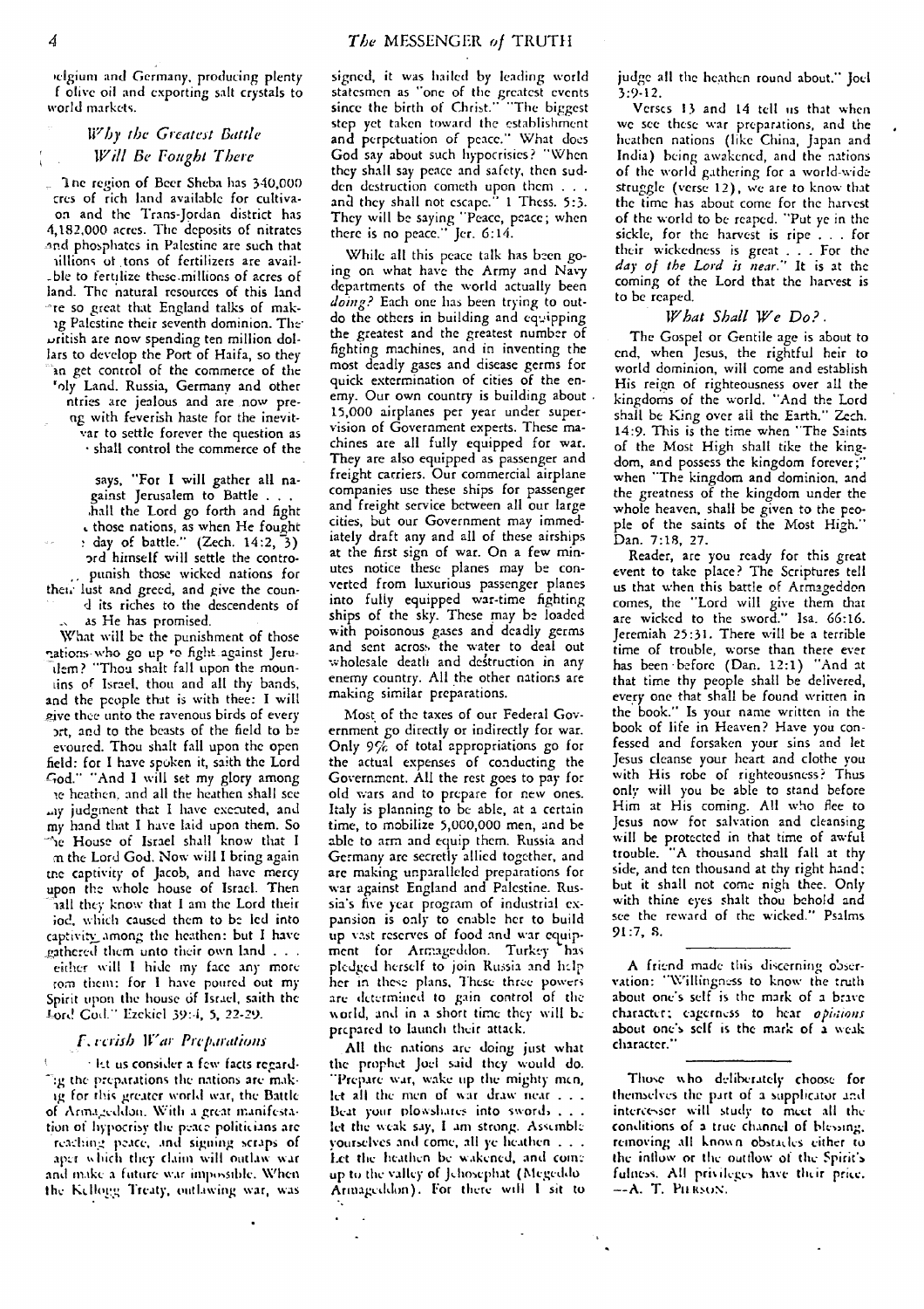elgium and Germany, producing plenty f olive oil and exporting salt crystals to world markets.

### *Why the Greatest Battle Will Be Fought There*

The region of Beer Sheba has 340,000 cres of rich land available for cultivation and the Trans-Jordan district has 4,182,000 acres. The deposits of nitrates and phosphates in Palestine are such that illions of tons of fertilizers are available to fertilize these millions of acres of land. The natural resources of this land are so great that England talks of making Palestine their seventh dominion. The British are now spending ten million dollars to develop the Port of Haifa, so they can get control of the commerce of the Holy Land. Russia, Germany and other ntries are jealous and are now preng with feverish haste for the inevitvar to settle forever the question as shall control the commerce of the

says, "For I will gather all nagainst Jerusalem to Battle . . . hall the Lord go forth and fight those nations, as when He fought day of battle." (Zech. 14:2, 3) ord himself will settle the contro- punish those wicked nations for their lust and greed, and give the coun- d its riches to the descendents of as He has promised.

What will be the punishment of those nations who go up to fight against Jerusalem? "Thou shalt fall upon the mountains of Israel, thou and all thy bands, and the people that is with thee: I will give thee unto the ravenous birds of every ort, and to the beasts of the field to be evoured. Thou shalt fall upon the open field: for I have spoken it, saith the Lord God." "And I will set my glory among the heathen, and all the heathen shall see my judgment that I have executed, and my hand that I have laid upon them. So the House of Israel shall know that I am the Lord God. Now will I bring again the captivity of Jacob, and have mercy upon the whole house of Israel. Then shall they know that I am the Lord their God, which caused them to be led into captivity among the heathen: but I have gathered them unto their own land . . . either will I hide my face any more from them: for I have poured out my Spirit upon the house of Israel, saith the Lord God." Ezekiel 39:4, 5, 22-29.

### *Feverish War Preparations*

let us consider a few facts regarding the preparations the nations are making for this greater world war, the Battle of Armageddon. With a great manifestation of hypocrisy the peace politicians are reaching peace, and signing scraps of aper which they claim will outlaw war and make a future war impossible. When the Kellogg Treaty, outlawing war, was signed, it was hailed by leading world statesmen as "one of the greatest events since the birth of Christ." "The biggest step yet taken toward the establishment and perpetuation of peace." What does God say about such hypocrisies? "When they shall say peace and safety, then sudden destruction cometh upon them . . . and they shall not escape." 1 Thess. 5:3. They will be saying "Peace, peace; when there is no peace." Jer. 6:14.

While all this peace talk has been going on what have the Army and Navy departments of the world actually been *doing?* Each one has been trying to outdo the others in building and equipping the greatest and the greatest number of fighting machines, and in inventing the most deadly gases and disease germs for quick extermination of cities of the enemy. Our own country is building about 15,000 airplanes per year under supervision of Government experts. These machines are all fully equipped for war. They are also equipped as passenger and freight carriers. Our commercial airplane companies use these ships for passenger and freight service between all our large cities, but our Government may immediately draft any and all of these airships at the first sign of war. On a few minutes notice these planes may be converted from luxurious passenger planes into fully equipped war-time fighting ships of the sky. These may be loaded with poisonous gases and deadly germs and sent across the water to deal out wholesale death and destruction in any enemy country. All the other nations are making similar preparations.

Most of the taxes of our Federal Government go directly or indirectly for war. Only 9% of total appropriations go for the actual expenses of conducting the Government. All the rest goes to pay for old wars and to prepare for new ones. Italy is planning to be able, at a certain time, to mobilize 5,000,000 men, and be able to arm and equip them. Russia and Germany are secretly allied together, and are making unparalleled preparations for war against England and Palestine. Russia's five year program of industrial expansion is only to enable her to build up vast reserves of food and war equipment for Armageddon. Turkey has pledged herself to join Russia and help her in these plans. These three powers are determined to gain control of the world, and in a short time they will be prepared to launch their attack.

All the nations are doing just what the prophet Joel said they would do. "Prepare war, wake up the mighty men, let all the men of war draw near . . . Beat your plowshares into swords . . . let the weak say, I am strong. Assemble yourselves and come, all ye heathen . . . Let the heathen be wakened, and come up to the valley of Jehosephat (Megeddo Armageddon). For there will I sit to judge all the heathen round about." Joel 3:9-12.

Verses 13 and 14 tell us that when we see these war preparations, and the heathen nations (like China, Japan and India) being awakened, and the nations of the world gathering for a world-wide struggle (verse 12), we are to know that the time has about come for the harvest of the world to be reaped. "Put ye in the sickle, for the harvest is ripe . . . for their wickedness is great . . . For the *day of the Lord is near.*" It is at the coming of the Lord that the harvest is to be reaped.

### *What Shall We Do?*

The Gospel or Gentile age is about to end, when Jesus, the rightful heir to world dominion, will come and establish His reign of righteousness over all the kingdoms of the world. "And the Lord shall be King over all the Earth." Zech. 14:9. This is the time when "The Saints of the Most High shall take the kingdom, and possess the kingdom forever;" when "The kingdom and dominion, and the greatness of the kingdom under the whole heaven, shall be given to the people of the saints of the Most High." Dan. 7:18, 27.

Reader, are you ready for this great event to take place? The Scriptures tell us that when this battle of Armageddon comes, the "Lord will give them that are wicked to the sword." Isa. 66:16. Jeremiah 25:31. There will be a terrible time of trouble, worse than there ever has been before (Dan. 12:1) "And at that time thy people shall be delivered, every one that shall be found written in the book." Is your name written in the book of life in Heaven? Have you confessed and forsaken your sins and let Jesus cleanse your heart and clothe you with His robe of righteousness? Thus only will you be able to stand before Him at His coming. All who flee to Jesus now for salvation and cleansing will be protected in that time of awful trouble. "A thousand shall fall at thy side, and ten thousand at thy right hand; but it shall not come nigh thee. Only with thine eyes shalt thou behold and see the reward of the wicked." Psalms 91:7, 8.

---

A friend made this discerning observation: "Willingness to know the truth about one's self is the mark of a brave character; eagerness to hear *opinions* about one's self is the mark of a weak character."

---

Those who deliberately choose for themselves the part of a supplicator and intercessor will study to meet all the conditions of a true channel of blessing, removing all known obstacles either to the inflow or the outflow of the Spirit's fulness. All privileges have their price. —A. T. PIERSON.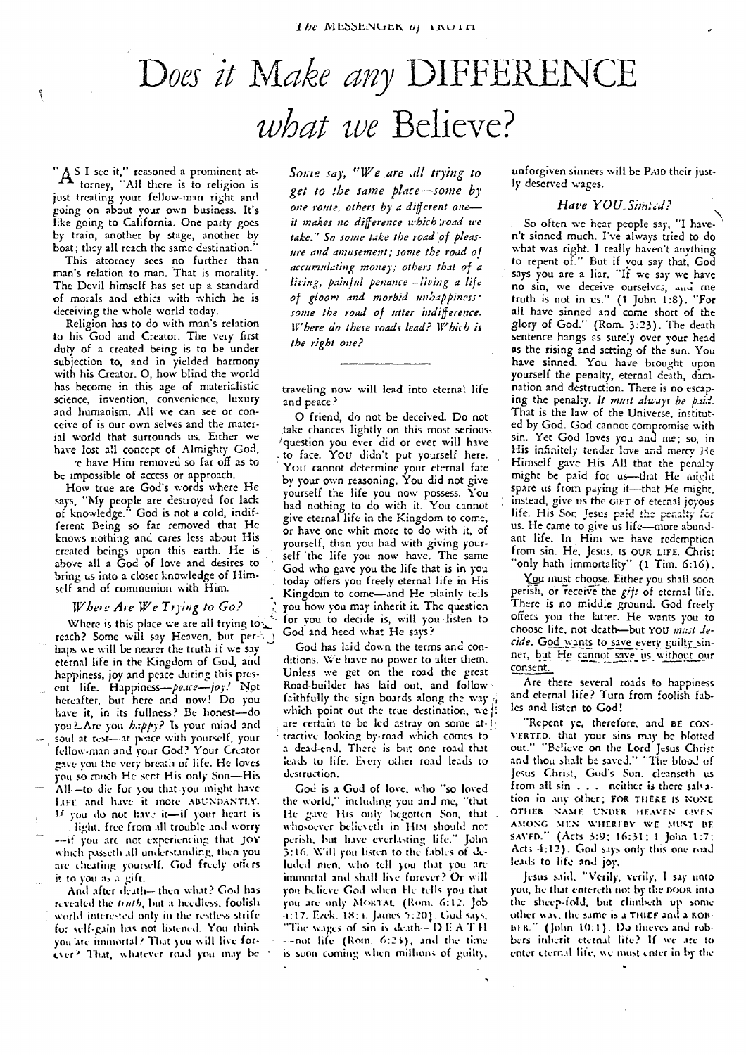# Does it Make any DIFFERENCE what we Believe?

"AS I see it," reasoned a prominent attorney, "All there is to religion is just treating your fellow-man right and going on about your own business. It's like going to California. One party goes by train, another by stage, another by boat; they all reach the same destination."

This attorney sees no further than man's relation to man. That is morality. The Devil himself has set up a standard of morals and ethics with which he is deceiving the whole world today.

Religion has to do with man's relation to his God and Creator. The very first duty of a created being is to be under subjection to, and in yielded harmony with his Creator. O, how blind the world has become in this age of materialistic science, invention, convenience, luxury and humanism. All we can see or conceive of is our own selves and the material world that surrounds us. Either we have lost all concept of Almighty God, or we have Him removed so far off as to be impossible of access or approach.

How true are God's words where He says, "My people are destroyed for lack of knowledge." God is not a cold, indifferent Being so far removed that He knows nothing and cares less about His created beings upon this earth. He is above all a God of love and desires to bring us into a closer knowledge of Himself and of communion with Him.

### Where Are We Trying to Go?

Where is this place we are all trying to reach? Some will say Heaven, but perhaps we will be nearer the truth if we say eternal life in the Kingdom of God, and happiness, joy and peace during this present life. Happiness—*peace*—*joy!* Not hereafter, but here and now! Do you have it, in its fullness? Be honest—do you? Are you *happy?* Is your mind and soul at rest—at peace with yourself, your fellow-man and your God? Your Creator gave you the very breath of life. He loves you so much He sent His only Son—His All—to die for you that you might have LIFE and have it more ABUNDANTLY. If you do not have it—if your heart is light, free from all trouble and worry—if you are not experiencing that JOY which passeth all understanding, then you are cheating yourself. God freely offers it to you as a gift.

And after death—then what? God has revealed the *truth*, but a heedless, foolish world interested only in the restless strife for self-gain has not listened. You think you are immortal? That you will live forever? That, whatever road you may be traveling now will lead into eternal life and peace?

*Some say, "We are all trying to get to the same place—some by one route, others by a different one—it makes no difference which road we take." So some take the road of pleasure and amusement; some the road of accumulating money; others that of a living, painful penance—living a life of gloom and morbid unhappiness; some the road of utter indifference. Where do these roads lead? Which is the right one?*

O friend, do not be deceived. Do not take chances lightly on this most serious question you ever did or ever will have to face. YOU didn't put yourself here. YOU cannot determine your eternal fate by your own reasoning. You did not give yourself the life you now possess. You had nothing to do with it. You cannot give eternal life in the Kingdom to come, or have one whit more to do with it, of yourself, than you had with giving yourself the life you now have. The same God who gave you the life that is in you today offers you freely eternal life in His Kingdom to come—and He plainly tells you how you may inherit it. The question for you to decide is, will you listen to God and heed what He says?

God has laid down the terms and conditions. We have no power to alter them. Unless we get on the road the great Road-builder has laid out, and follow faithfully the sign boards along the way which point out the true destination, we are certain to be led astray on some attractive looking by-road which comes to a dead-end. There is but one road that leads to life. Every other road leads to destruction.

God is a God of love, who "so loved the world," including you and me, "that He gave His only begotten Son, that whosoever believeth in HIM should not perish, but have everlasting life." John 3:16. Will you listen to the fables of deluded men, who tell you that you are immortal and shall live forever? Or will you believe God when He tells you that you are only MORTAL (Rom. 6:12. Job 4:17. Ezek. 18:4. James 5:20). God says, "The wages of sin is death—D E A T H—not life (Rom. 6:23), and the time is soon coming when millions of guilty, unforgiven sinners will be PAID their justly deserved wages.

### Have YOU Sinned?

So often we hear people say, "I haven't sinned much. I've always tried to do what was right. I really haven't anything to repent of." But if you say that, God says you are a liar. "If we say we have no sin, we deceive ourselves, and the truth is not in us." (1 John 1:8). "For all have sinned and come short of the glory of God." (Rom. 3:23). The death sentence hangs as surely over your head as the rising and setting of the sun. You have sinned. You have brought upon yourself the penalty, eternal death, damnation and destruction. There is no escaping the penalty. *It must always be paid.* That is the law of the Universe, instituted by God. God cannot compromise with sin. Yet God loves you and me; so, in His infinitely tender love and mercy He Himself gave His All that the penalty might be paid for us—that He might spare us from paying it—that He might, instead, give us the GIFT of eternal joyous life. His Son Jesus paid the penalty for us. He came to give us life—more abundant life. In Him we have redemption from sin. He, Jesus, IS OUR LIFE. Christ "only hath immortality" (1 Tim. 6:16).

You must choose. Either you shall soon perish, or receive the *gift* of eternal life. There is no middle ground. God freely offers you the latter. He wants you to choose life, not death—but YOU *must decide*. God wants to save every guilty sinner, but He cannot save us without our consent.

Are there several roads to happiness and eternal life? Turn from foolish fables and listen to God!

"Repent ye, therefore, and BE CONVERTED, that your sins may be blotted out." "Believe on the Lord Jesus Christ and thou shalt be saved." "The blood of Jesus Christ, God's Son, cleanseth us from all sin . . . neither is there salvation in any other; FOR THERE IS NONE OTHER NAME UNDER HEAVEN GIVEN AMONG MEN WHEREBY WE MUST BE SAVED." (Acts 3:19; 16:31; 1 John 1:7; Acts 4:12). God says only this one road leads to life and joy.

Jesus said, "Verily, verily, I say unto you, he that entereth not by the DOOR into the sheep-fold, but climbeth up some other way, the same is a THIEF and a ROBBER." (John 10:1). Do thieves and robbers inherit eternal life? If we are to enter eternal life, we must enter in by the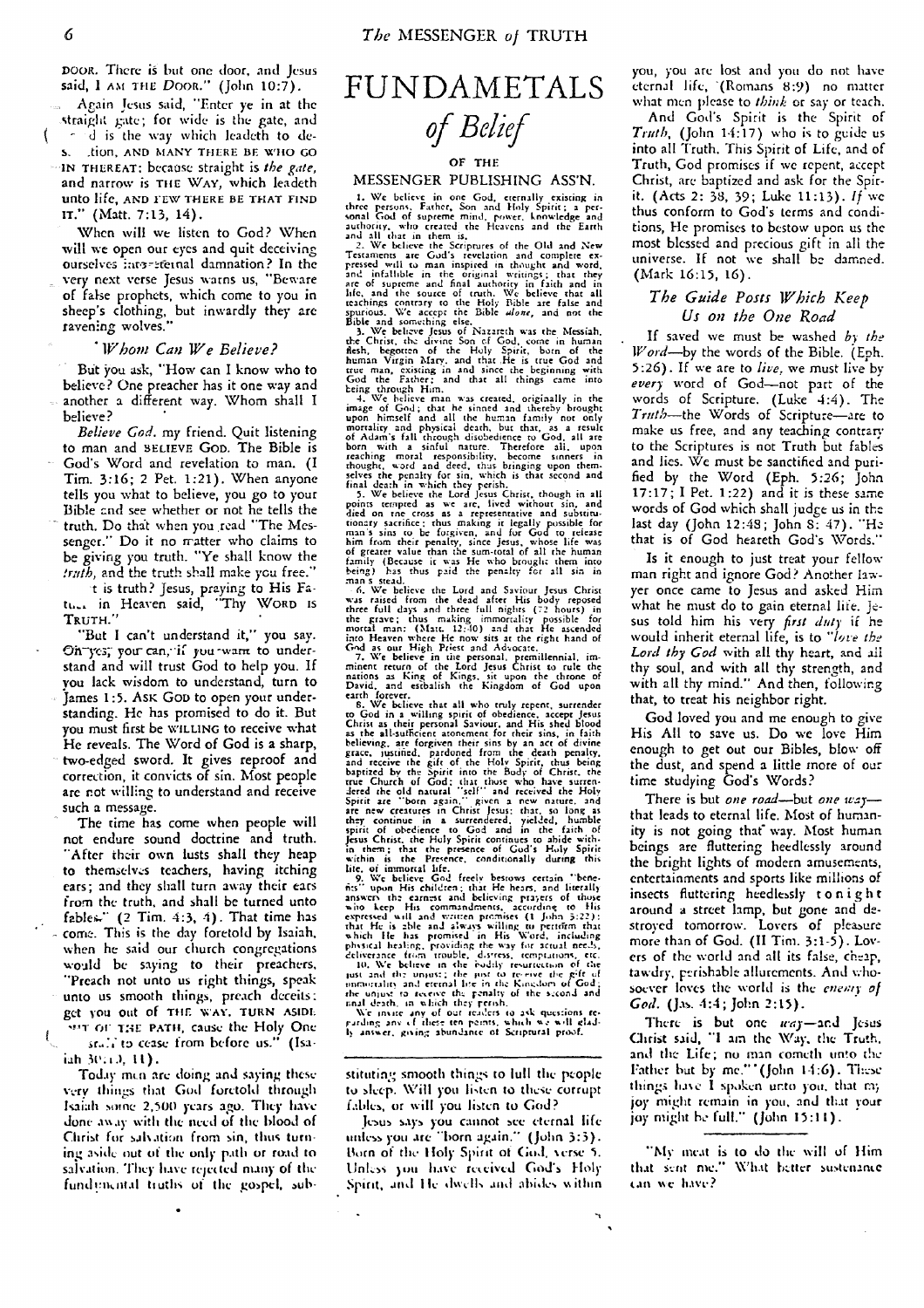DOOR. There is but one door, and Jesus said, I AM THE DOOR." (John 10:7).

Again Jesus said, "Enter ye in at the straight gate; for wide is the gate, and broad is the way which leadeth to destruction, AND MANY THERE BE WHO GO IN THEREAT: because straight is *the gate*, and narrow is THE WAY, which leadeth unto life, AND FEW THERE BE THAT FIND IT." (Matt. 7:13, 14).

When will we listen to God? When will we open our eyes and quit deceiving ourselves into eternal damnation? In the very next verse Jesus warns us, "Beware of false prophets, which come to you in sheep's clothing, but inwardly they are ravening wolves."

### *Whom Can We Believe?*

But you ask, "How can I know who to believe? One preacher has it one way and another a different way. Whom shall I believe?

*Believe God*, my friend. Quit listening to man and BELIEVE GOD. The Bible is God's Word and revelation to man. (I Tim. 3:16; 2 Pet. 1:21). When anyone tells you what to believe, you go to your Bible and see whether or not he tells the truth. Do that when you read "The Messenger." Do it no matter who claims to be giving you truth. "Ye shall know the *truth*, and the truth shall make you free."

It is truth? Jesus, praying to His Father in Heaven said, "Thy WORD IS TRUTH."

"But I can't understand it," you say. Oh yes, you can, if you want to understand and will trust God to help you. If you lack wisdom to understand, turn to James 1:5. ASK GOD to open your understanding. He has promised to do it. But you must first be WILLING to receive what He reveals. The Word of God is a sharp, two-edged sword. It gives reproof and correction, it convicts of sin. Most people are not willing to understand and receive such a message.

The time has come when people will not endure sound doctrine and truth. "After their own lusts shall they heap to themselves teachers, having itching ears; and they shall turn away their ears from the truth, and shall be turned unto fables." (2 Tim. 4:3, 4). That time has come. This is the day foretold by Isaiah, when he said our church congregations would be saying to their preachers, "Preach not unto us right things, speak unto us smooth things, preach deceits: get you out of THE WAY, TURN ASIDE OUT OF THE PATH, cause the Holy One ... to cease from before us." (Isaiah 30:10, 11).

Today men are doing and saying these very things that God foretold through Isaiah some 2,500 years ago. They have done away with the need of the blood of Christ for salvation from sin, thus turning aside out of the only path or road to salvation. They have rejected many of the fundamental truths of the gospel, substituting smooth things to lull the people to sleep. Will you listen to these corrupt fables, or will you listen to God?

Jesus says you cannot see eternal life unless you are "born again." (John 3:3). Born of the Holy Spirit of God, verse 5. Unless you have received God's Holy Spirit, and He dwells and abides within you, you are lost and you do not have eternal life, (Romans 8:9) no matter what men please to *think* or say or teach.

And God's Spirit is the Spirit of *Truth*, (John 14:17) who is to guide us into all Truth. This Spirit of Life, and of Truth, God promises if we repent, accept Christ, are baptized and ask for the Spirit. (Acts 2: 38, 39; Luke 11:13). *If* we thus conform to God's terms and conditions, He promises to bestow upon us the most blessed and precious gift in all the universe. If not we shall be damned. (Mark 16:15, 16).

### *The Guide Posts Which Keep Us on the One Road*

If saved we must be washed *by the Word*—by the words of the Bible. (Eph. 5:26). If we are to *live*, we must live by *every* word of God—not part of the words of Scripture. (Luke 4:4). The *Truth*—the Words of Scripture—are to make us free, and any teaching contrary to the Scriptures is not Truth but fables and lies. We must be sanctified and purified by the Word (Eph. 5:26; John 17:17; I Pet. 1:22) and it is these same words of God which shall judge us in the last day (John 12:48; John 8: 47). "He that is of God heareth God's Words."

Is it enough to just treat your fellow man right and ignore God? Another lawyer once came to Jesus and asked Him what he must do to gain eternal life. Jesus told him his very *first duty* if he would inherit eternal life, is to "*love the Lord thy God* with all thy heart, and all thy soul, and with all thy strength, and with all thy mind." And then, following that, to treat his neighbor right.

God loved you and me enough to give His All to save us. Do we love Him enough to get out our Bibles, blow off the dust, and spend a little more of our time studying God's Words?

There is but *one road*—but *one way*—that leads to eternal life. Most of humanity is not going that way. Most human beings are fluttering heedlessly around the bright lights of modern amusements, entertainments and sports like millions of insects fluttering heedlessly tonight around a street lamp, but gone and destroyed tomorrow. Lovers of pleasure more than of God. (II Tim. 3:1-5). Lovers of the world and all its false, cheap, tawdry, perishable allurements. And whosoever loves the world is the *enemy of God*. (Jas. 4:4; John 2:15).

There is but one *way*—and Jesus Christ said, "I am the Way, the Truth, and the Life; no man cometh unto the Father but by me." (John 14:6). These things have I spoken unto you, that my joy might remain in you, and that your joy might be full." (John 15:11).

---

"My meat is to do the will of Him that sent me." What better sustenance can we have?

---

# FUNDAMETALS *of Belief*

## OF THE MESSENGER PUBLISHING ASS'N.

1. We believe in one God, eternally existing in three persons, Father, Son and Holy Spirit; a personal God of supreme mind, power, knowledge and authority, who created the Heavens and the Earth and all that in them is.

2. We believe the Scriptures of the Old and New Testaments are God's revelation and complete expressed will to man inspired in thought and word, and infallible in the original writings; that they are of supreme and final authority in faith and in life, and the source of truth. We believe that all teachings contrary to the Holy Bible are false and spurious. We accept the Bible *alone*, and not the Bible and something else.

3. We believe Jesus of Nazareth was the Messiah, the Christ, the divine Son of God, come in human flesh, begotten of the Holy Spirit, born of the human Virgin Mary, and that He is true God and true man, existing in and since the beginning with God the Father; and that all things came into being through Him.

4. We believe man was created, originally in the image of God; that he sinned and thereby brought upon himself and all the human family not only mortality and physical death, but that, as a result of Adam's fall through disobedience to God, all are born with a sinful nature. Therefore all, upon reaching moral responsibility, become sinners in thought, word and deed, thus bringing upon themselves the penalty for sin, which is that second and final death in which they perish.

5. We believe the Lord Jesus Christ, though in all points tempted as we are, lived without sin, and died on the cross as a representative and substitutionary sacrifice; thus making it legally possible for man's sins to be forgiven, and for God to release him from their penalty, since Jesus, whose life was of greater value than the sum-total of all the human family (Because it was He who brought them into being) has thus paid the penalty for all sin in man's stead.

6. We believe the Lord and Saviour Jesus Christ was raised from the dead after His body reposed three full days and three full nights (72 hours) in the grave; thus making immortality possible for mortal man: (Matt. 12:40) and that He ascended into Heaven where He now sits at the right hand of God as our High Priest and Advocate.

7. We believe in the personal, premillennial, imminent return of the Lord Jesus Christ to rule the nations as King of Kings, sit upon the throne of David, and establish the Kingdom of God upon earth forever.

8. We believe that all who truly repent, surrender to God in a willing spirit of obedience, accept Jesus Christ as their personal Saviour, and His shed blood as the all-sufficient atonement for their sins, in faith believing, are forgiven their sins by an act of divine grace, justified, pardoned from the death penalty, and receive the gift of the Holy Spirit, thus being baptized by the Spirit into the Body of Christ, the true Church of God; that those who have surrendered the old natural "self" and received the Holy Spirit are "born again," given a new nature, and are new creatures in Christ Jesus; that, so long as they continue in a surrendered, yielded, humble spirit of obedience to God and in the faith of Jesus Christ, the Holy Spirit continues to abide within them; that the presence of God's Holy Spirit within is the Presence, conditionally during this life, of immortal life.

9. We believe God freely bestows certain "benefits" upon His children; that He hears, and literally answers the earnest and believing prayers of those who keep His commandments, according to His expressed will and written promises (I John 3:22); that He is able and always willing to perform that which He has promised in His Word, including physical healing, providing the way for actual needs, deliverance from trouble, distress, temptations, etc.

10. We believe in the bodily resurrection of the just and the unjust; the just to receive the gift of immortality and eternal life in the Kingdom of God; the unjust to receive the penalty of the second and final death, in which they perish.

We invite any of our readers to ask questions regarding any of these ten points, which we will gladly answer, giving abundance of Scriptural proof.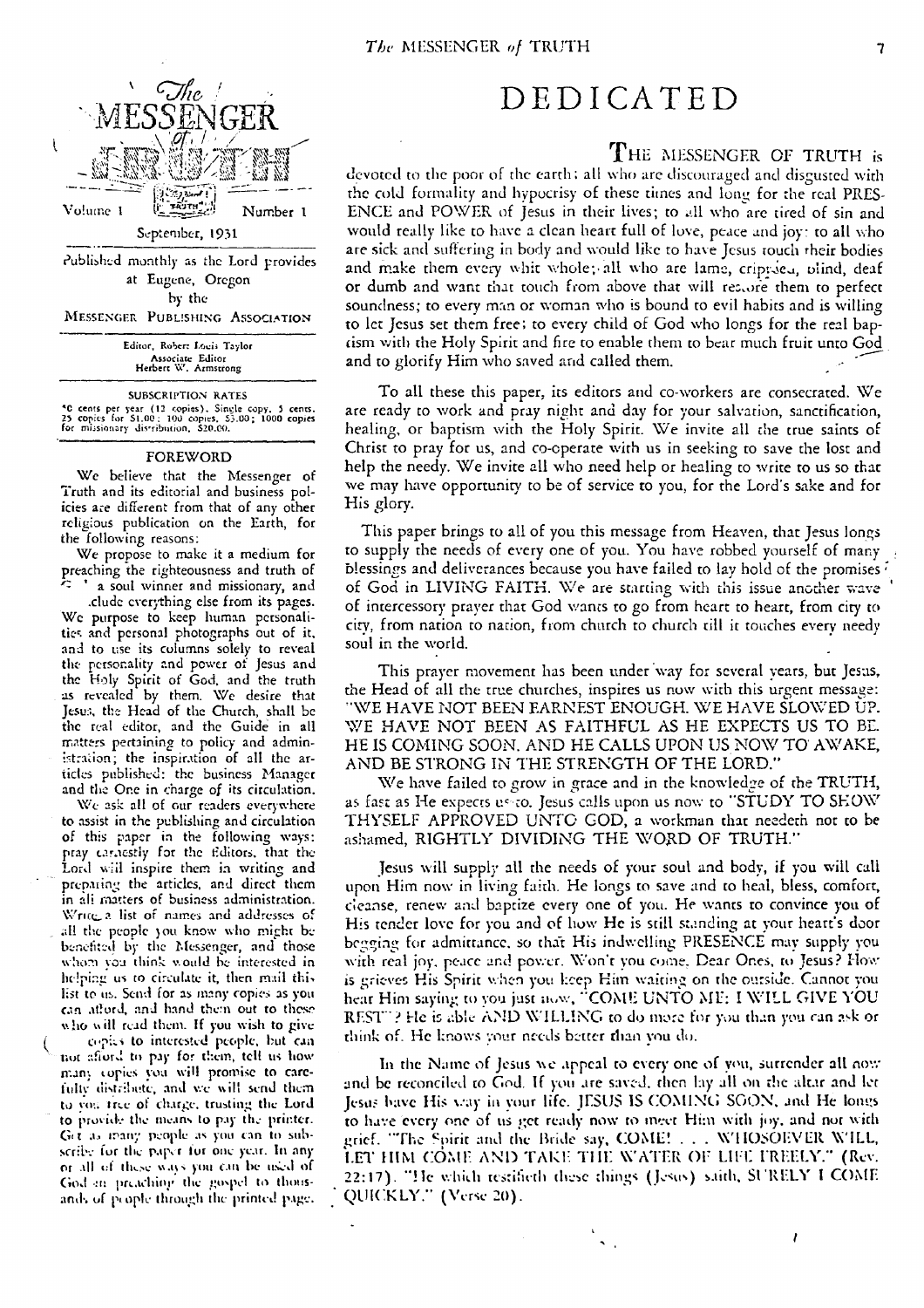# The MESSENGER of TRUTH

Volume 1 — Number 1

September, 1931

Published monthly as the Lord provides at Eugene, Oregon by the MESSENGER PUBLISHING ASSOCIATION

Editor, Robert Louis Taylor
Associate Editor
Herbert W. Armstrong

SUBSCRIPTION RATES

40 cents per year (12 copies). Single copy, 5 cents. 25 copies for $1.00; 100 copies, $3.00; 1000 copies for missionary distribution, $20.00.

## FOREWORD

We believe that the Messenger of Truth and its editorial and business policies are different from that of any other religious publication on the Earth, for the following reasons:

We propose to make it a medium for preaching the righteousness and truth of ... a soul winner and missionary, and ...clude everything else from its pages. We purpose to keep human personalities and personal photographs out of it, and to use its columns solely to reveal the personality and power of Jesus and the Holy Spirit of God, and the truth as revealed by them. We desire that Jesus, the Head of the Church, shall be the real editor, and the Guide in all matters pertaining to policy and administration; the inspiration of all the articles published: the business Manager and the One in charge of its circulation.

We ask all of our readers everywhere to assist in the publishing and circulation of this paper in the following ways: pray earnestly for the Editors, that the Lord will inspire them in writing and preparing the articles, and direct them in all matters of business administration. Write a list of names and addresses of all the people you know who might be benefited by the Messenger, and those whom you think would be interested in helping us to circulate it, then mail this list to us. Send for as many copies as you can afford, and hand them out to those who will read them. If you wish to give copies to interested people, but can not afford to pay for them, tell us how many copies you will promise to carefully distribute, and we will send them to you free of charge, trusting the Lord to provide the means to pay the printer. Get as many people as you can to subscribe for the paper for one year. In any or all of these ways you can be used of God in preaching the gospel to thousands of people through the printed page.

# DEDICATED

THE MESSENGER OF TRUTH is devoted to the poor of the earth; all who are discouraged and disgusted with the cold formality and hypocrisy of these times and long for the real PRESENCE and POWER of Jesus in their lives; to all who are tired of sin and would really like to have a clean heart full of love, peace and joy: to all who are sick and suffering in body and would like to have Jesus touch their bodies and make them every whit whole; all who are lame, crippled, blind, deaf or dumb and want that touch from above that will restore them to perfect soundness; to every man or woman who is bound to evil habits and is willing to let Jesus set them free; to every child of God who longs for the real baptism with the Holy Spirit and fire to enable them to bear much fruit unto God and to glorify Him who saved and called them.

To all these this paper, its editors and co-workers are consecrated. We are ready to work and pray night and day for your salvation, sanctification, healing, or baptism with the Holy Spirit. We invite all the true saints of Christ to pray for us, and co-operate with us in seeking to save the lost and help the needy. We invite all who need help or healing to write to us so that we may have opportunity to be of service to you, for the Lord's sake and for His glory.

This paper brings to all of you this message from Heaven, that Jesus longs to supply the needs of every one of you. You have robbed yourself of many blessings and deliverances because you have failed to lay hold of the promises of God in LIVING FAITH. We are starting with this issue another wave of intercessory prayer that God wants to go from heart to heart, from city to city, from nation to nation, from church to church till it touches every needy soul in the world.

This prayer movement has been under way for several years, but Jesus, the Head of all the true churches, inspires us now with this urgent message: "WE HAVE NOT BEEN EARNEST ENOUGH. WE HAVE SLOWED UP. WE HAVE NOT BEEN AS FAITHFUL AS HE EXPECTS US TO BE. HE IS COMING SOON. AND HE CALLS UPON US NOW TO AWAKE, AND BE STRONG IN THE STRENGTH OF THE LORD."

We have failed to grow in grace and in the knowledge of the TRUTH, as fast as He expects us to. Jesus calls upon us now to "STUDY TO SHOW THYSELF APPROVED UNTO GOD, a workman that needeth not to be ashamed, RIGHTLY DIVIDING THE WORD OF TRUTH."

Jesus will supply all the needs of your soul and body, if you will call upon Him now in living faith. He longs to save and to heal, bless, comfort, cleanse, renew and baptize every one of you. He wants to convince you of His tender love for you and of how He is still standing at your heart's door begging for admittance, so that His indwelling PRESENCE may supply you with real joy, peace and power. Won't you come, Dear Ones, to Jesus? How is grieves His Spirit when you keep Him waiting on the outside. Cannot you hear Him saying to you just now, "COME UNTO ME: I WILL GIVE YOU REST"? He is able AND WILLING to do more for you than you can ask or think of. He knows your needs better than you do.

In the Name of Jesus we appeal to every one of you, surrender all now and be reconciled to God. If you are saved, then lay all on the altar and let Jesus have His way in your life. JESUS IS COMING SOON, and He longs to have every one of us get ready now to meet Him with joy, and not with grief. "The Spirit and the Bride say, COME! . . . WHOSOEVER WILL, LET HIM COME AND TAKE THE WATER OF LIFE FREELY." (Rev. 22:17). "He which testifieth these things (Jesus) saith, SURELY I COME QUICKLY." (Verse 20).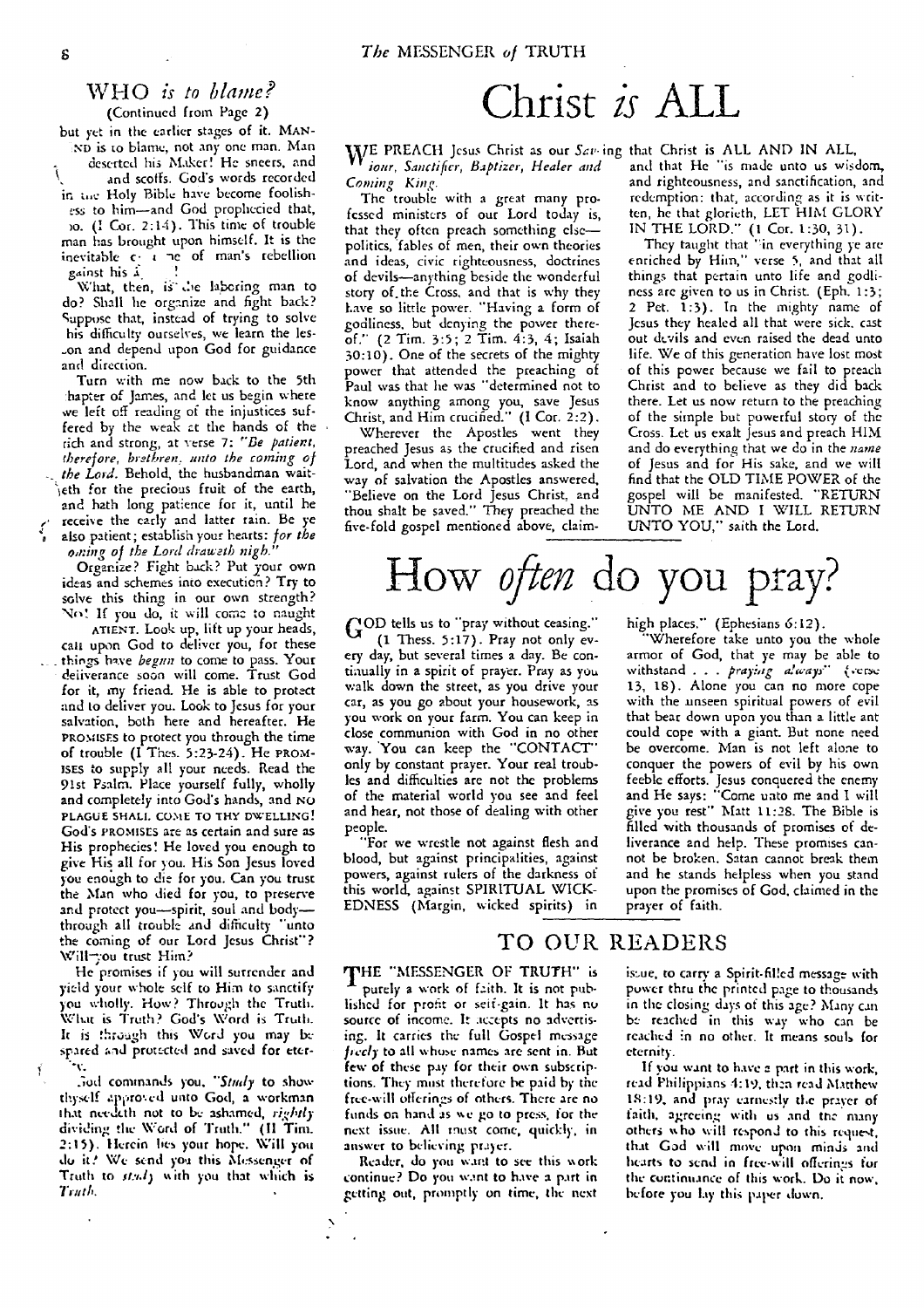## WHO *is to blame?*

(Continued from Page 2)

but yet in the earlier stages of it. MANKIND is to blame, not any one man. Man deserted his Maker! He sneers, and and scoffs. God's words recorded in the Holy Bible have become foolishness to him—and God prophecied that, so. (I Cor. 2:14). This time of trouble man has brought upon himself. It is the inevitable c· t ne of man's rebellion gainst his A !

What, then, is the laboring man to do? Shall he organize and fight back? Suppose that, instead of trying to solve his difficulty ourselves, we learn the lesson and depend upon God for guidance and direction.

Turn with me now back to the 5th chapter of James, and let us begin where we left off reading of the injustices suffered by the weak at the hands of the rich and strong, at verse 7: *"Be patient, therefore, brethren, unto the coming of the Lord.* Behold, the husbandman waiteth for the precious fruit of the earth, and hath long patience for it, until he receive the early and latter rain. Be ye also patient; establish your hearts: *for the coming of the Lord draweth nigh."*

Organize? Fight back? Put your own ideas and schemes into execution? Try to solve this thing in our own strength? No! If you do, it will come to naught

PATIENT. Look up, lift up your heads, call upon God to deliver you, for these things have *begun* to come to pass. Your deliverance soon will come. Trust God for it, my friend. He is able to protect and to deliver you. Look to Jesus for your salvation, both here and hereafter. He PROMISES to protect you through the time of trouble (I Thes. 5:23-24). He PROMISES to supply all your needs. Read the 91st Psalm. Place yourself fully, wholly and completely into God's hands, and NO PLAGUE SHALL COME TO THY DWELLING! God's PROMISES are as certain and sure as His prophecies! He loved you enough to give His all for you. His Son Jesus loved you enough to die for you. Can you trust the Man who died for you, to preserve and protect you—spirit, soul and body—through all trouble and difficulty "unto the coming of our Lord Jesus Christ"? Will you trust Him?

He promises if you will surrender and yield your whole self to Him to sanctify you wholly. How? Through the Truth. What is Truth? God's Word is Truth. It is through this Word you may be spared and protected and saved for eternity.

God commands you, *"Study* to show thyself approved unto God, a workman that needeth not to be ashamed, *rightly* dividing the Word of Truth." (II Tim. 2:15). Herein lies your hope. Will you do it? We send you this Messenger of Truth to *study* with you that which is *Truth.*

# Christ *is* ALL

WE PREACH Jesus Christ as our *Saviour, Sanctifier, Baptizer, Healer and Coming King.*

The trouble with a great many professed ministers of our Lord today is, that they often preach something else—politics, fables of men, their own theories and ideas, civic righteousness, doctrines of devils—anything beside the wonderful story of the Cross, and that is why they have so little power. "Having a form of godliness, but denying the power thereof." (2 Tim. 3:5; 2 Tim. 4:3, 4; Isaiah 30:10). One of the secrets of the mighty power that attended the preaching of Paul was that he was "determined not to know anything among you, save Jesus Christ, and Him crucified." (I Cor. 2:2).

Wherever the Apostles went they preached Jesus as the crucified and risen Lord, and when the multitudes asked the way of salvation the Apostles answered, "Believe on the Lord Jesus Christ, and thou shalt be saved." They preached the five-fold gospel mentioned above, claiming that Christ is ALL AND IN ALL, and that He "is made unto us wisdom, and righteousness, and sanctification, and redemption: that, according as it is written, he that glorieth, LET HIM GLORY IN THE LORD." (1 Cor. 1:30, 31).

They taught that "in everything ye are enriched by Him," verse 5, and that all things that pertain unto life and godliness are given to us in Christ. (Eph. 1:3; 2 Pet. 1:3). In the mighty name of Jesus they healed all that were sick, cast out devils and even raised the dead unto life. We of this generation have lost most of this power because we fail to preach Christ and to believe as they did back there. Let us now return to the preaching of the simple but powerful story of the Cross. Let us exalt Jesus and preach HIM and do everything that we do in the *name* of Jesus and for His sake, and we will find that the OLD TIME POWER of the gospel will be manifested. "RETURN UNTO ME AND I WILL RETURN UNTO YOU," saith the Lord.

# How *often* do you pray?

GOD tells us to "pray without ceasing." (1 Thess. 5:17). Pray not only every day, but several times a day. Be continually in a spirit of prayer. Pray as you walk down the street, as you drive your car, as you go about your housework, as you work on your farm. You can keep in close communion with God in no other way. You can keep the "CONTACT" only by constant prayer. Your real troubles and difficulties are not the problems of the material world you see and feel and hear, not those of dealing with other people.

"For we wrestle not against flesh and blood, but against principalities, against powers, against rulers of the darkness of this world, against SPIRITUAL WICKEDNESS (Margin, wicked spirits) in high places." (Ephesians 6:12).

"Wherefore take unto you the whole armor of God, that ye may be able to withstand . . . *praying always*" (verse 13, 18). Alone you can no more cope with the unseen spiritual powers of evil that bear down upon you than a little ant could cope with a giant. But none need be overcome. Man is not left alone to conquer the powers of evil by his own feeble efforts. Jesus conquered the enemy and He says: "Come unto me and I will give you rest" Matt 11:28. The Bible is filled with thousands of promises of deliverance and help. These promises cannot be broken. Satan cannot break them and he stands helpless when you stand upon the promises of God, claimed in the prayer of faith.

## TO OUR READERS

THE "MESSENGER OF TRUTH" is purely a work of faith. It is not published for profit or self-gain. It has no source of income. It accepts no advertising. It carries the full Gospel message *freely* to all whose names are sent in. But few of these pay for their own subscriptions. They must therefore be paid by the free-will offerings of others. There are no funds on hand as we go to press, for the next issue. All must come, quickly, in answer to believing prayer.

Reader, do you want to see this work continue? Do you want to have a part in getting out, promptly on time, the next issue, to carry a Spirit-filled message with power thru the printed page to thousands in the closing days of this age? Many can be reached in this way who can be reached in no other. It means souls for eternity.

If you want to have a part in this work, read Philippians 4:19, then read Matthew 18:19, and pray earnestly the prayer of faith, agreeing with us and the many others who will respond to this request, that God will move upon minds and hearts to send in free-will offerings for the continuance of this work. Do it now, before you lay this paper down.